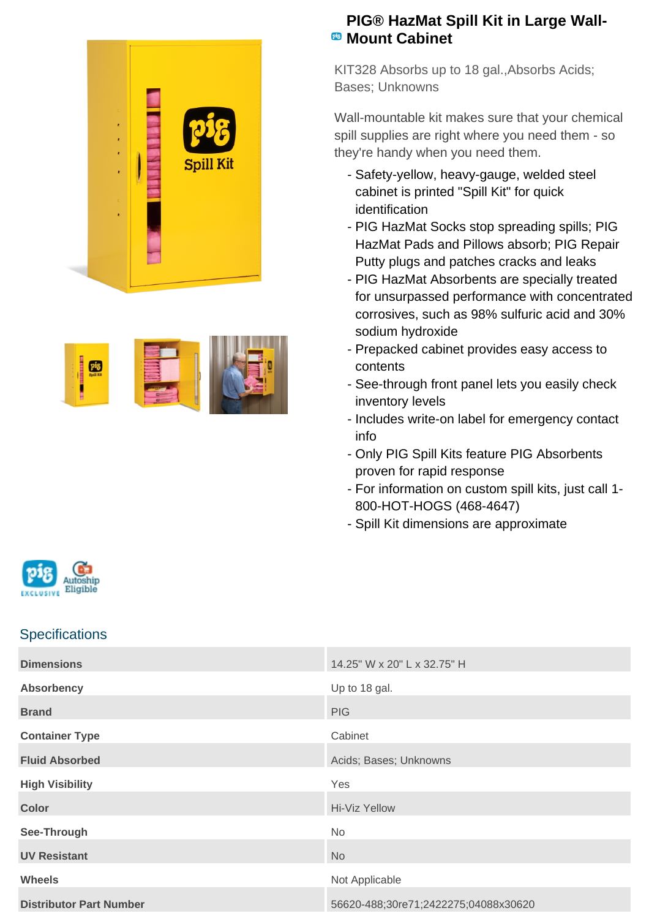# PIG® HazMat Spill Kit in Large Wall-Mount Cabinet

KIT328 Absorbs up to 18 gal.,Absorbs Acids; Bases; Unknowns

Wall-mountable kit makes sure that your chemical spill supplies are right where you need them - so they're handy when you need them.

- Safety-yellow, heavy-gauge, welded steel cabinet is printed "Spill Kit" for quick identification
- PIG HazMat Socks stop spreading spills; PIG HazMat Pads and Pillows absorb; PIG Repair Putty plugs and patches cracks and leaks
- PIG HazMat Absorbents are specially treated for unsurpassed performance with concentrated corrosives, such as 98% sulfuric acid and 30% sodium hydroxide
- Prepacked cabinet provides easy access to contents
- See-through front panel lets you easily check inventory levels
- Includes write-on label for emergency contact info
- Only PIG Spill Kits feature PIG Absorbents proven for rapid response
- For information on custom spill kits, just call 1-800-HOT-HOGS (468-4647)
- Spill Kit dimensions are approximate

PIG EXCLUSIVE | Autoship Eligible

## Specifications

| | |
|---|---|
| **Dimensions** | 14.25" W x 20" L x 32.75" H |
| **Absorbency** | Up to 18 gal. |
| **Brand** | PIG |
| **Container Type** | Cabinet |
| **Fluid Absorbed** | Acids; Bases; Unknowns |
| **High Visibility** | Yes |
| **Color** | Hi-Viz Yellow |
| **See-Through** | No |
| **UV Resistant** | No |
| **Wheels** | Not Applicable |
| **Distributor Part Number** | 56620-488;30re71;2422275;04088x30620 |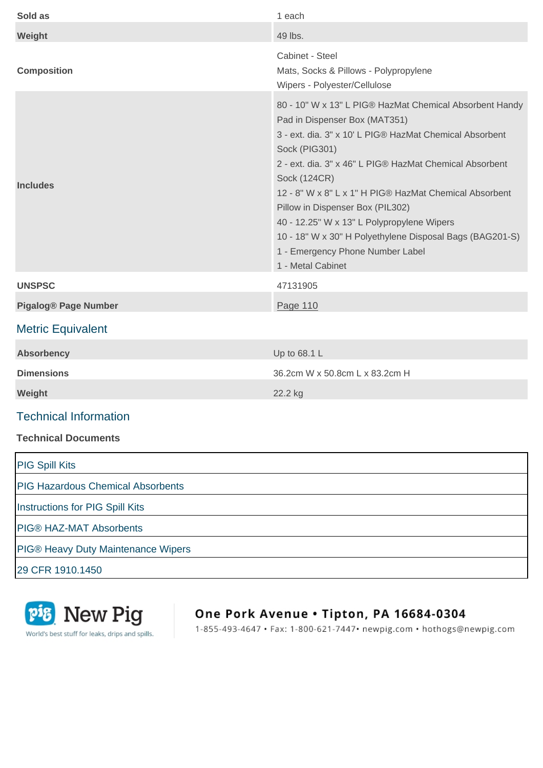| | |
|---|---|
| **Sold as** | 1 each |
| **Weight** | 49 lbs. |
| **Composition** | Cabinet - Steel<br>Mats, Socks & Pillows - Polypropylene<br>Wipers - Polyester/Cellulose |
| **Includes** | 80 - 10" W x 13" L PIG® HazMat Chemical Absorbent Handy Pad in Dispenser Box (MAT351)<br>3 - ext. dia. 3" x 10' L PIG® HazMat Chemical Absorbent Sock (PIG301)<br>2 - ext. dia. 3" x 46" L PIG® HazMat Chemical Absorbent Sock (124CR)<br>12 - 8" W x 8" L x 1" H PIG® HazMat Chemical Absorbent Pillow in Dispenser Box (PIL302)<br>40 - 12.25" W x 13" L Polypropylene Wipers<br>10 - 18" W x 30" H Polyethylene Disposal Bags (BAG201-S)<br>1 - Emergency Phone Number Label<br>1 - Metal Cabinet |
| **UNSPSC** | 47131905 |
| **Pigalog® Page Number** | Page 110 |

## Metric Equivalent

| | |
|---|---|
| **Absorbency** | Up to 68.1 L |
| **Dimensions** | 36.2cm W x 50.8cm L x 83.2cm H |
| **Weight** | 22.2 kg |

## Technical Information

**Technical Documents**

| |
|---|
| PIG Spill Kits |
| PIG Hazardous Chemical Absorbents |
| Instructions for PIG Spill Kits |
| PIG® HAZ-MAT Absorbents |
| PIG® Heavy Duty Maintenance Wipers |
| 29 CFR 1910.1450 |

New Pig
World's best stuff for leaks, drips and spills.

**One Pork Avenue • Tipton, PA 16684-0304**
1-855-493-4647 • Fax: 1-800-621-7447• newpig.com • hothogs@newpig.com